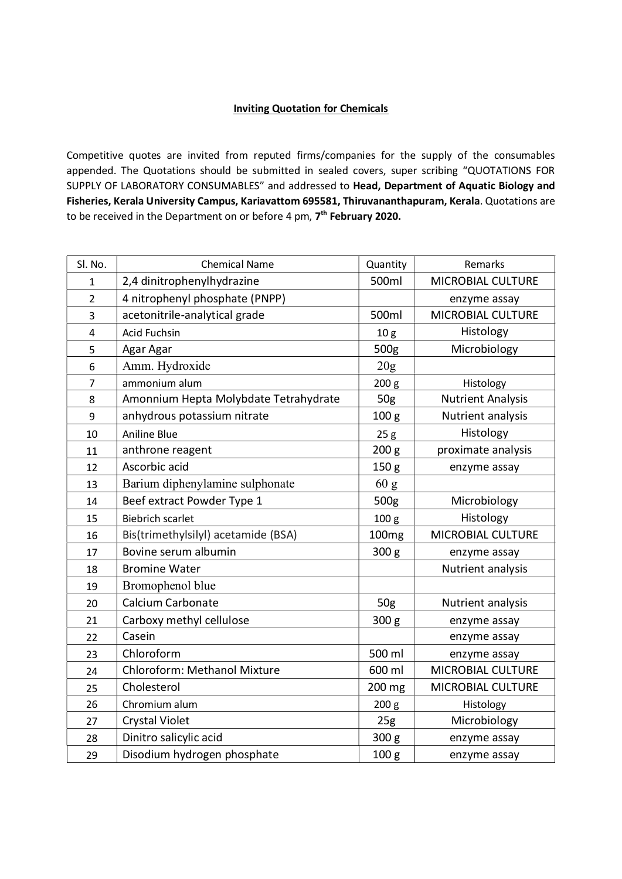**Inviting Quotation for Chemicals**

Competitive quotes are invited from reputed firms/companies for the supply of the consumables appended. The Quotations should be submitted in sealed covers, super scribing "QUOTATIONS FOR SUPPLY OF LABORATORY CONSUMABLES" and addressed to **Head, Department of Aquatic Biology and Fisheries, Kerala University Campus, Kariavattom 695581, Thiruvananthapuram, Kerala**. Quotations are to be received in the Department on or before 4 pm, **7th February 2020.**

| Sl. No. | Chemical Name | Quantity | Remarks |
| --- | --- | --- | --- |
| 1 | 2,4 dinitrophenylhydrazine | 500ml | MICROBIAL CULTURE |
| 2 | 4 nitrophenyl phosphate (PNPP) | | enzyme assay |
| 3 | acetonitrile-analytical grade | 500ml | MICROBIAL CULTURE |
| 4 | Acid Fuchsin | 10 g | Histology |
| 5 | Agar Agar | 500g | Microbiology |
| 6 | Amm. Hydroxide | 20g | |
| 7 | ammonium alum | 200 g | Histology |
| 8 | Amonnium Hepta Molybdate Tetrahydrate | 50g | Nutrient Analysis |
| 9 | anhydrous potassium nitrate | 100 g | Nutrient analysis |
| 10 | Aniline Blue | 25 g | Histology |
| 11 | anthrone reagent | 200 g | proximate analysis |
| 12 | Ascorbic acid | 150 g | enzyme assay |
| 13 | Barium diphenylamine sulphonate | 60 g | |
| 14 | Beef extract Powder Type 1 | 500g | Microbiology |
| 15 | Biebrich scarlet | 100 g | Histology |
| 16 | Bis(trimethylsilyl) acetamide (BSA) | 100mg | MICROBIAL CULTURE |
| 17 | Bovine serum albumin | 300 g | enzyme assay |
| 18 | Bromine Water | | Nutrient analysis |
| 19 | Bromophenol blue | | |
| 20 | Calcium Carbonate | 50g | Nutrient analysis |
| 21 | Carboxy methyl cellulose | 300 g | enzyme assay |
| 22 | Casein | | enzyme assay |
| 23 | Chloroform | 500 ml | enzyme assay |
| 24 | Chloroform: Methanol Mixture | 600 ml | MICROBIAL CULTURE |
| 25 | Cholesterol | 200 mg | MICROBIAL CULTURE |
| 26 | Chromium alum | 200 g | Histology |
| 27 | Crystal Violet | 25g | Microbiology |
| 28 | Dinitro salicylic acid | 300 g | enzyme assay |
| 29 | Disodium hydrogen phosphate | 100 g | enzyme assay |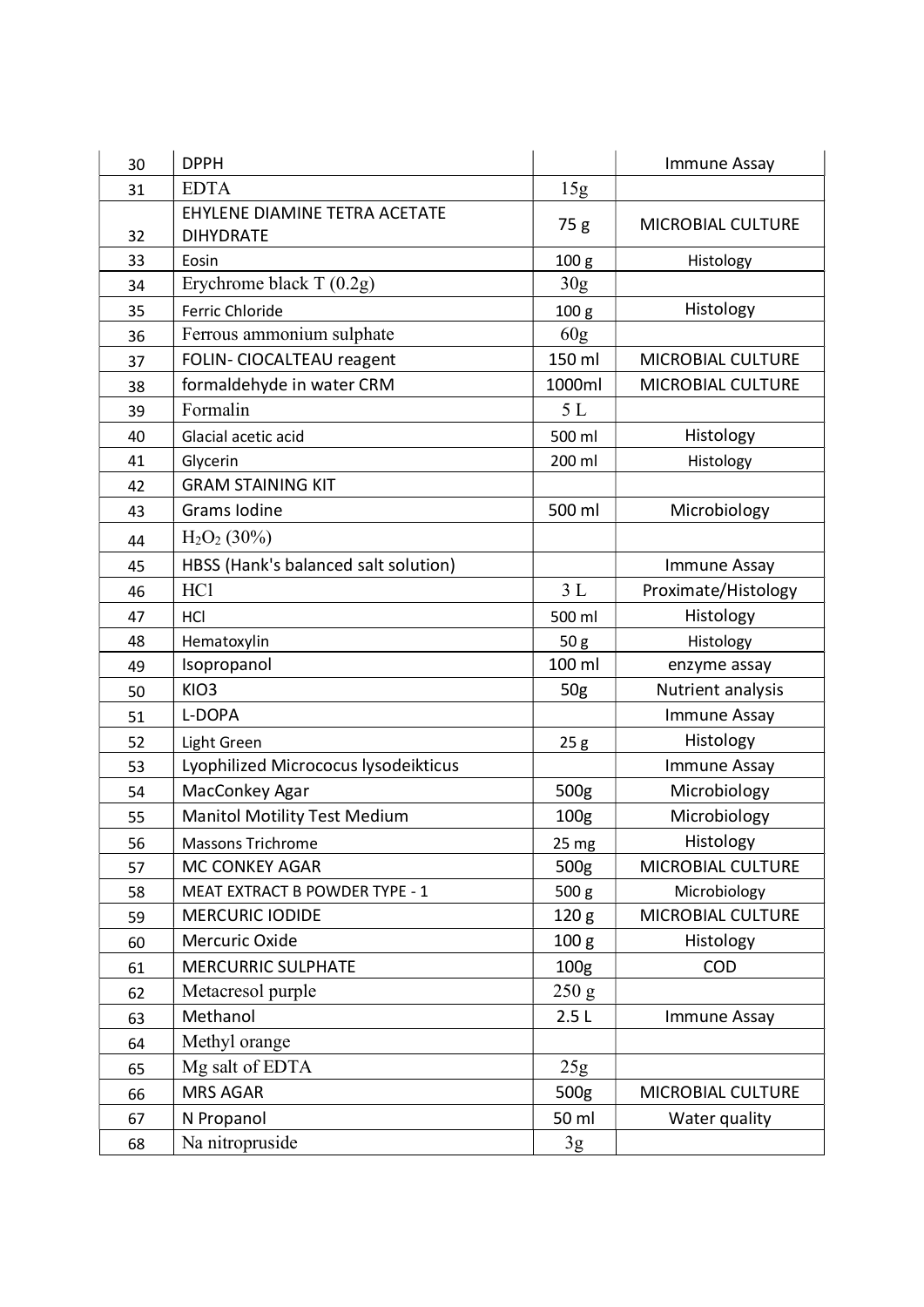| 30 | DPPH | | Immune Assay |
|---|---|---|---|
| 31 | EDTA | 15g | |
| 32 | EHYLENE DIAMINE TETRA ACETATE DIHYDRATE | 75 g | MICROBIAL CULTURE |
| 33 | Eosin | 100 g | Histology |
| 34 | Erychrome black T (0.2g) | 30g | |
| 35 | Ferric Chloride | 100 g | Histology |
| 36 | Ferrous ammonium sulphate | 60g | |
| 37 | FOLIN- CIOCALTEAU reagent | 150 ml | MICROBIAL CULTURE |
| 38 | formaldehyde in water CRM | 1000ml | MICROBIAL CULTURE |
| 39 | Formalin | 5 L | |
| 40 | Glacial acetic acid | 500 ml | Histology |
| 41 | Glycerin | 200 ml | Histology |
| 42 | GRAM STAINING KIT | | |
| 43 | Grams Iodine | 500 ml | Microbiology |
| 44 | $H_2O_2$ (30%) | | |
| 45 | HBSS (Hank's balanced salt solution) | | Immune Assay |
| 46 | HCl | 3 L | Proximate/Histology |
| 47 | HCl | 500 ml | Histology |
| 48 | Hematoxylin | 50 g | Histology |
| 49 | Isopropanol | 100 ml | enzyme assay |
| 50 | KIO3 | 50g | Nutrient analysis |
| 51 | L-DOPA | | Immune Assay |
| 52 | Light Green | 25 g | Histology |
| 53 | Lyophilized Micrococus lysodeikticus | | Immune Assay |
| 54 | MacConkey Agar | 500g | Microbiology |
| 55 | Manitol Motility Test Medium | 100g | Microbiology |
| 56 | Massons Trichrome | 25 mg | Histology |
| 57 | MC CONKEY AGAR | 500g | MICROBIAL CULTURE |
| 58 | MEAT EXTRACT B POWDER TYPE - 1 | 500 g | Microbiology |
| 59 | MERCURIC IODIDE | 120 g | MICROBIAL CULTURE |
| 60 | Mercuric Oxide | 100 g | Histology |
| 61 | MERCURRIC SULPHATE | 100g | COD |
| 62 | Metacresol purple | 250 g | |
| 63 | Methanol | 2.5 L | Immune Assay |
| 64 | Methyl orange | | |
| 65 | Mg salt of EDTA | 25g | |
| 66 | MRS AGAR | 500g | MICROBIAL CULTURE |
| 67 | N Propanol | 50 ml | Water quality |
| 68 | Na nitropruside | 3g | |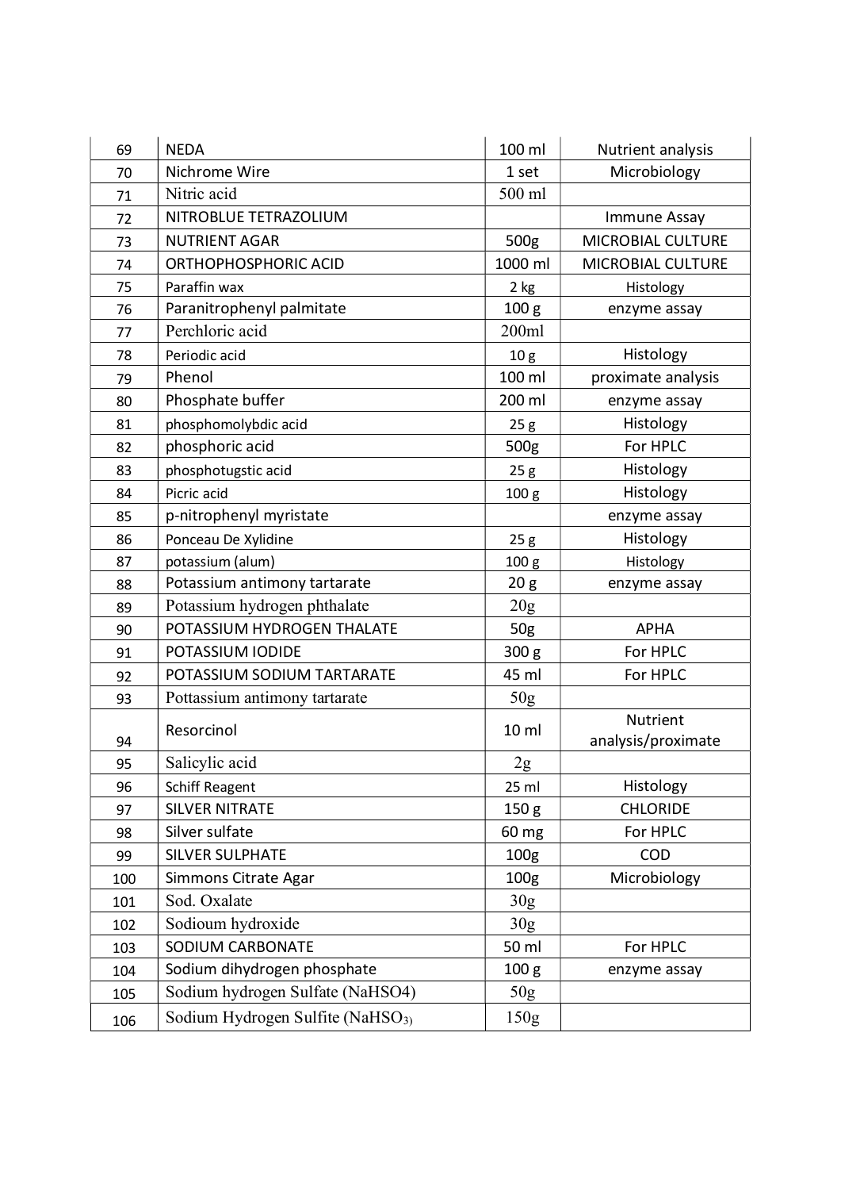| | | | |
|---|---|---|---|
| 69 | NEDA | 100 ml | Nutrient analysis |
| 70 | Nichrome Wire | 1 set | Microbiology |
| 71 | Nitric acid | 500 ml | |
| 72 | NITROBLUE TETRAZOLIUM | | Immune Assay |
| 73 | NUTRIENT AGAR | 500g | MICROBIAL CULTURE |
| 74 | ORTHOPHOSPHORIC ACID | 1000 ml | MICROBIAL CULTURE |
| 75 | Paraffin wax | 2 kg | Histology |
| 76 | Paranitrophenyl palmitate | 100 g | enzyme assay |
| 77 | Perchloric acid | 200ml | |
| 78 | Periodic acid | 10 g | Histology |
| 79 | Phenol | 100 ml | proximate analysis |
| 80 | Phosphate buffer | 200 ml | enzyme assay |
| 81 | phosphomolybdic acid | 25 g | Histology |
| 82 | phosphoric acid | 500g | For HPLC |
| 83 | phosphotugstic acid | 25 g | Histology |
| 84 | Picric acid | 100 g | Histology |
| 85 | p-nitrophenyl myristate | | enzyme assay |
| 86 | Ponceau De Xylidine | 25 g | Histology |
| 87 | potassium (alum) | 100 g | Histology |
| 88 | Potassium antimony tartarate | 20 g | enzyme assay |
| 89 | Potassium hydrogen phthalate | 20g | |
| 90 | POTASSIUM HYDROGEN THALATE | 50g | APHA |
| 91 | POTASSIUM IODIDE | 300 g | For HPLC |
| 92 | POTASSIUM SODIUM TARTARATE | 45 ml | For HPLC |
| 93 | Pottassium antimony tartarate | 50g | |
| 94 | Resorcinol | 10 ml | Nutrient analysis/proximate |
| 95 | Salicylic acid | 2g | |
| 96 | Schiff Reagent | 25 ml | Histology |
| 97 | SILVER NITRATE | 150 g | CHLORIDE |
| 98 | Silver sulfate | 60 mg | For HPLC |
| 99 | SILVER SULPHATE | 100g | COD |
| 100 | Simmons Citrate Agar | 100g | Microbiology |
| 101 | Sod. Oxalate | 30g | |
| 102 | Sodioum hydroxide | 30g | |
| 103 | SODIUM CARBONATE | 50 ml | For HPLC |
| 104 | Sodium dihydrogen phosphate | 100 g | enzyme assay |
| 105 | Sodium hydrogen Sulfate ($NaHSO4$) | 50g | |
| 106 | Sodium Hydrogen Sulfite ($NaHSO_3$) | 150g | |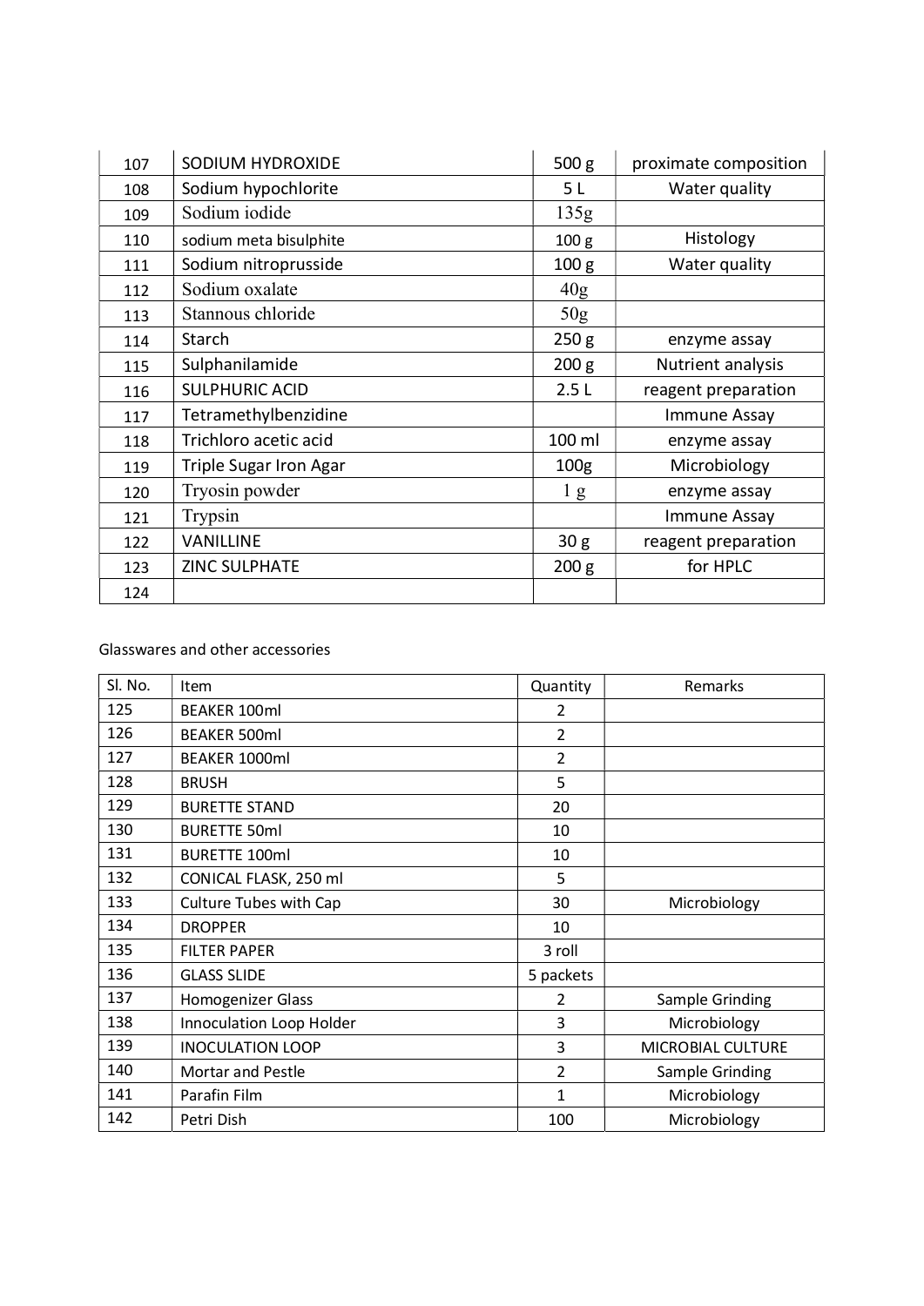| | | | |
|---|---|---|---|
| 107 | SODIUM HYDROXIDE | 500 g | proximate composition |
| 108 | Sodium hypochlorite | 5 L | Water quality |
| 109 | Sodium iodide | 135g | |
| 110 | sodium meta bisulphite | 100 g | Histology |
| 111 | Sodium nitroprusside | 100 g | Water quality |
| 112 | Sodium oxalate | 40g | |
| 113 | Stannous chloride | 50g | |
| 114 | Starch | 250 g | enzyme assay |
| 115 | Sulphanilamide | 200 g | Nutrient analysis |
| 116 | SULPHURIC ACID | 2.5 L | reagent preparation |
| 117 | Tetramethylbenzidine | | Immune Assay |
| 118 | Trichloro acetic acid | 100 ml | enzyme assay |
| 119 | Triple Sugar Iron Agar | 100g | Microbiology |
| 120 | Tryosin powder | 1 g | enzyme assay |
| 121 | Trypsin | | Immune Assay |
| 122 | VANILLINE | 30 g | reagent preparation |
| 123 | ZINC SULPHATE | 200 g | for HPLC |
| 124 | | | |

Glasswares and other accessories

| Sl. No. | Item | Quantity | Remarks |
|---|---|---|---|
| 125 | BEAKER 100ml | 2 | |
| 126 | BEAKER 500ml | 2 | |
| 127 | BEAKER 1000ml | 2 | |
| 128 | BRUSH | 5 | |
| 129 | BURETTE STAND | 20 | |
| 130 | BURETTE 50ml | 10 | |
| 131 | BURETTE 100ml | 10 | |
| 132 | CONICAL FLASK, 250 ml | 5 | |
| 133 | Culture Tubes with Cap | 30 | Microbiology |
| 134 | DROPPER | 10 | |
| 135 | FILTER PAPER | 3 roll | |
| 136 | GLASS SLIDE | 5 packets | |
| 137 | Homogenizer Glass | 2 | Sample Grinding |
| 138 | Innoculation Loop Holder | 3 | Microbiology |
| 139 | INOCULATION LOOP | 3 | MICROBIAL CULTURE |
| 140 | Mortar and Pestle | 2 | Sample Grinding |
| 141 | Parafin Film | 1 | Microbiology |
| 142 | Petri Dish | 100 | Microbiology |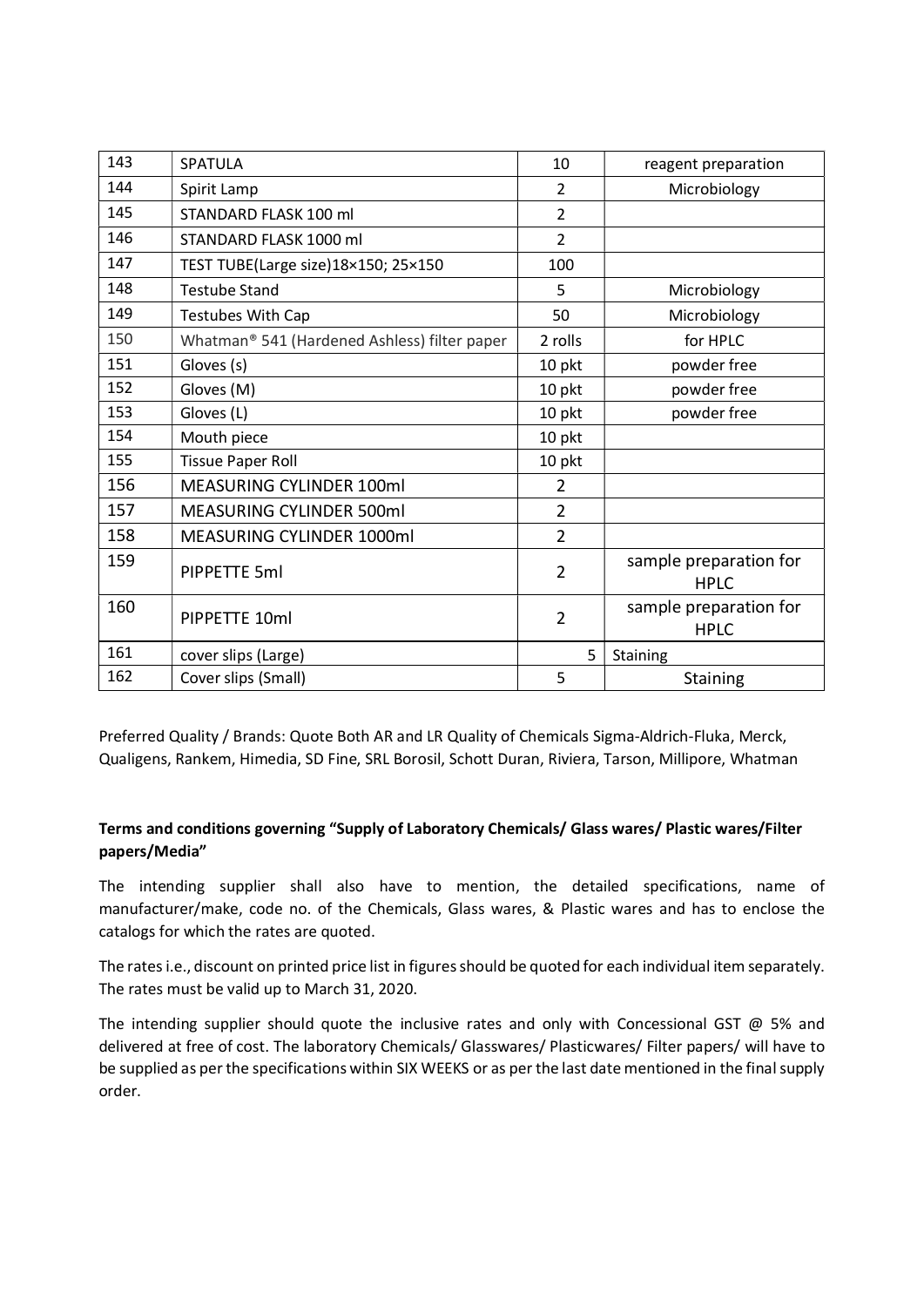| 143 | SPATULA | 10 | reagent preparation |
|---|---|---|---|
| 144 | Spirit Lamp | 2 | Microbiology |
| 145 | STANDARD FLASK 100 ml | 2 | |
| 146 | STANDARD FLASK 1000 ml | 2 | |
| 147 | TEST TUBE(Large size)18×150; 25×150 | 100 | |
| 148 | Testube Stand | 5 | Microbiology |
| 149 | Testubes With Cap | 50 | Microbiology |
| 150 | Whatman® 541 (Hardened Ashless) filter paper | 2 rolls | for HPLC |
| 151 | Gloves (s) | 10 pkt | powder free |
| 152 | Gloves (M) | 10 pkt | powder free |
| 153 | Gloves (L) | 10 pkt | powder free |
| 154 | Mouth piece | 10 pkt | |
| 155 | Tissue Paper Roll | 10 pkt | |
| 156 | MEASURING CYLINDER 100ml | 2 | |
| 157 | MEASURING CYLINDER 500ml | 2 | |
| 158 | MEASURING CYLINDER 1000ml | 2 | |
| 159 | PIPPETTE 5ml | 2 | sample preparation for HPLC |
| 160 | PIPPETTE 10ml | 2 | sample preparation for HPLC |
| 161 | cover slips (Large) | 5 | Staining |
| 162 | Cover slips (Small) | 5 | Staining |

Preferred Quality / Brands: Quote Both AR and LR Quality of Chemicals Sigma-Aldrich-Fluka, Merck, Qualigens, Rankem, Himedia, SD Fine, SRL Borosil, Schott Duran, Riviera, Tarson, Millipore, Whatman

**Terms and conditions governing "Supply of Laboratory Chemicals/ Glass wares/ Plastic wares/Filter papers/Media"**

The intending supplier shall also have to mention, the detailed specifications, name of manufacturer/make, code no. of the Chemicals, Glass wares, & Plastic wares and has to enclose the catalogs for which the rates are quoted.

The rates i.e., discount on printed price list in figures should be quoted for each individual item separately. The rates must be valid up to March 31, 2020.

The intending supplier should quote the inclusive rates and only with Concessional GST @ 5% and delivered at free of cost. The laboratory Chemicals/ Glasswares/ Plasticwares/ Filter papers/ will have to be supplied as per the specifications within SIX WEEKS or as per the last date mentioned in the final supply order.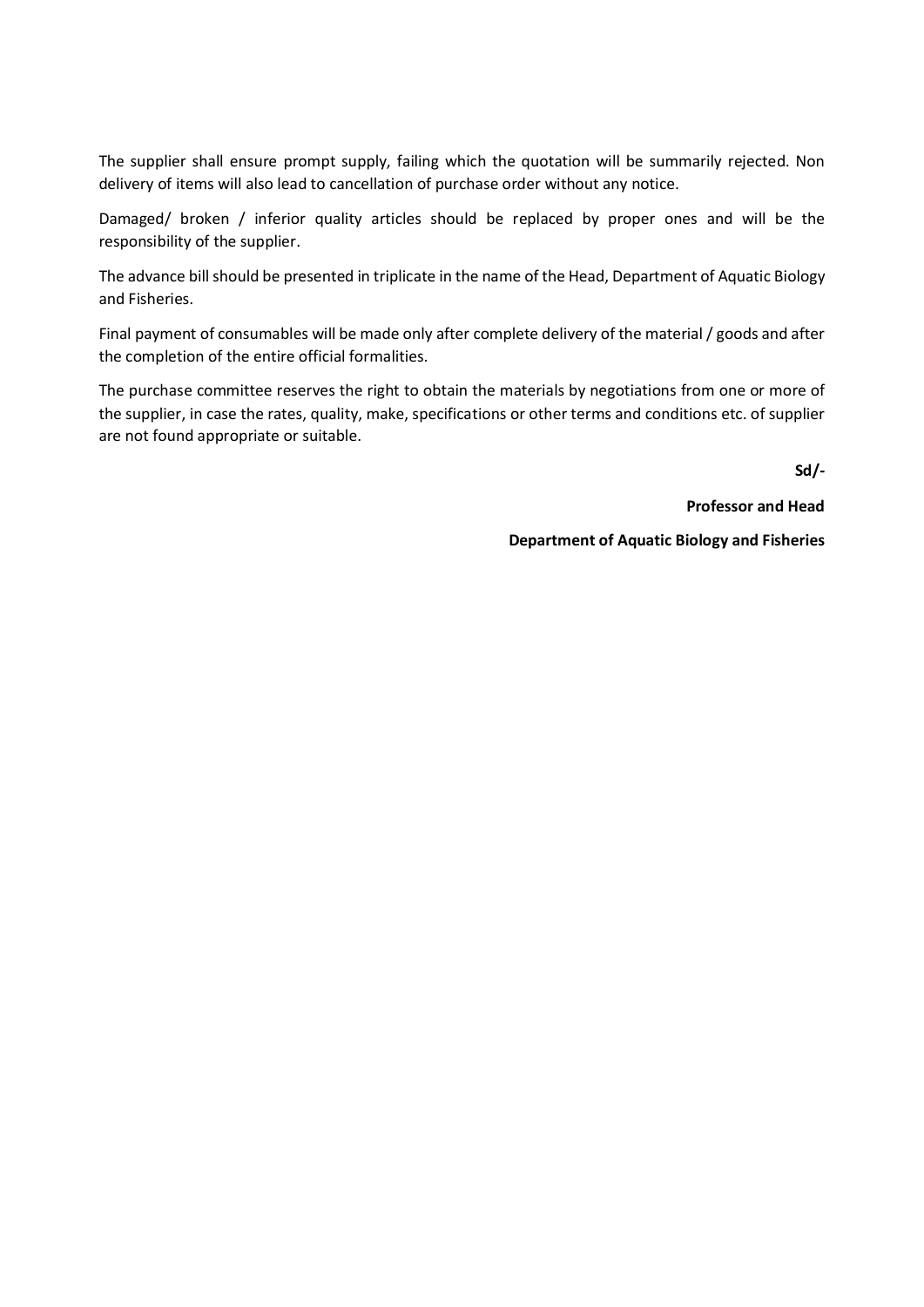The supplier shall ensure prompt supply, failing which the quotation will be summarily rejected. Non delivery of items will also lead to cancellation of purchase order without any notice.

Damaged/ broken / inferior quality articles should be replaced by proper ones and will be the responsibility of the supplier.

The advance bill should be presented in triplicate in the name of the Head, Department of Aquatic Biology and Fisheries.

Final payment of consumables will be made only after complete delivery of the material / goods and after the completion of the entire official formalities.

The purchase committee reserves the right to obtain the materials by negotiations from one or more of the supplier, in case the rates, quality, make, specifications or other terms and conditions etc. of supplier are not found appropriate or suitable.

**Sd/-**

**Professor and Head**

**Department of Aquatic Biology and Fisheries**